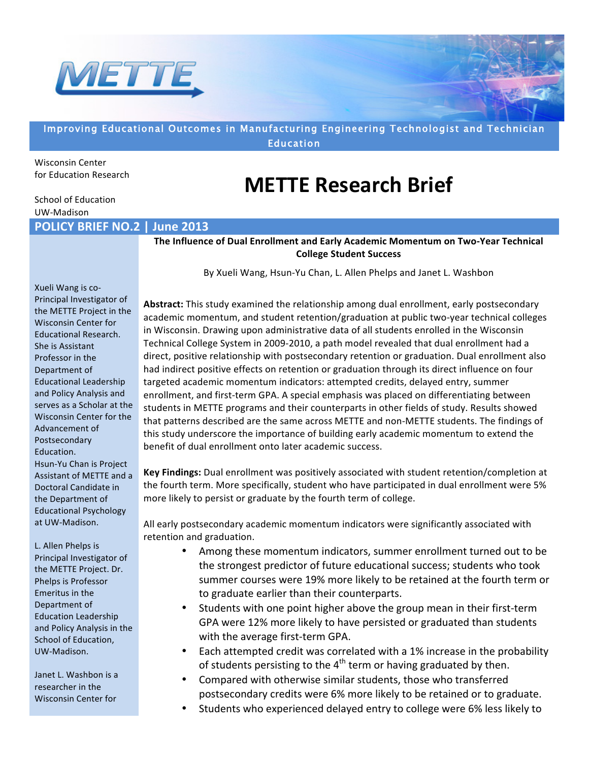METTE

Improving Educational Outcomes in Manufacturing Engineering Technologist and Technician Education

Wisconsin Center for Education Research

School of Education UW-Madison

# METTE Research Brief

## POLICY BRIEF NO.2 | June 2013

### The Influence of Dual Enrollment and Early Academic Momentum on Two-Year Technical College Student Success

By Xueli Wang, Hsun-Yu Chan, L. Allen Phelps and Janet L. Washbon

Xueli Wang is co-Principal Investigator of the METTE Project in the Wisconsin Center for Educational Research. She is Assistant Professor in the Department of Educational Leadership and Policy Analysis and serves as a Scholar at the Wisconsin Center for the Advancement of Postsecondary Education.

Hsun-Yu Chan is Project Assistant of METTE and a Doctoral Candidate in the Department of Educational Psychology at UW-Madison.

L. Allen Phelps is Principal Investigator of the METTE Project. Dr. Phelps is Professor Emeritus in the Department of Education Leadership and Policy Analysis in the School of Education, UW-Madison.

Janet L. Washbon is a researcher in the Wisconsin Center for

**Abstract:** This study examined the relationship among dual enrollment, early postsecondary academic momentum, and student retention/graduation at public two-year technical colleges in Wisconsin. Drawing upon administrative data of all students enrolled in the Wisconsin Technical College System in 2009-2010, a path model revealed that dual enrollment had a direct, positive relationship with postsecondary retention or graduation. Dual enrollment also had indirect positive effects on retention or graduation through its direct influence on four targeted academic momentum indicators: attempted credits, delayed entry, summer enrollment, and first-term GPA. A special emphasis was placed on differentiating between students in METTE programs and their counterparts in other fields of study. Results showed that patterns described are the same across METTE and non-METTE students. The findings of this study underscore the importance of building early academic momentum to extend the benefit of dual enrollment onto later academic success.

**Key Findings:** Dual enrollment was positively associated with student retention/completion at the fourth term. More specifically, student who have participated in dual enrollment were 5% more likely to persist or graduate by the fourth term of college.

All early postsecondary academic momentum indicators were significantly associated with retention and graduation.

- Among these momentum indicators, summer enrollment turned out to be the strongest predictor of future educational success; students who took summer courses were 19% more likely to be retained at the fourth term or to graduate earlier than their counterparts.
- Students with one point higher above the group mean in their first-term GPA were 12% more likely to have persisted or graduated than students with the average first-term GPA.
- Each attempted credit was correlated with a 1% increase in the probability of students persisting to the 4th term or having graduated by then.
- Compared with otherwise similar students, those who transferred postsecondary credits were 6% more likely to be retained or to graduate.
- Students who experienced delayed entry to college were 6% less likely to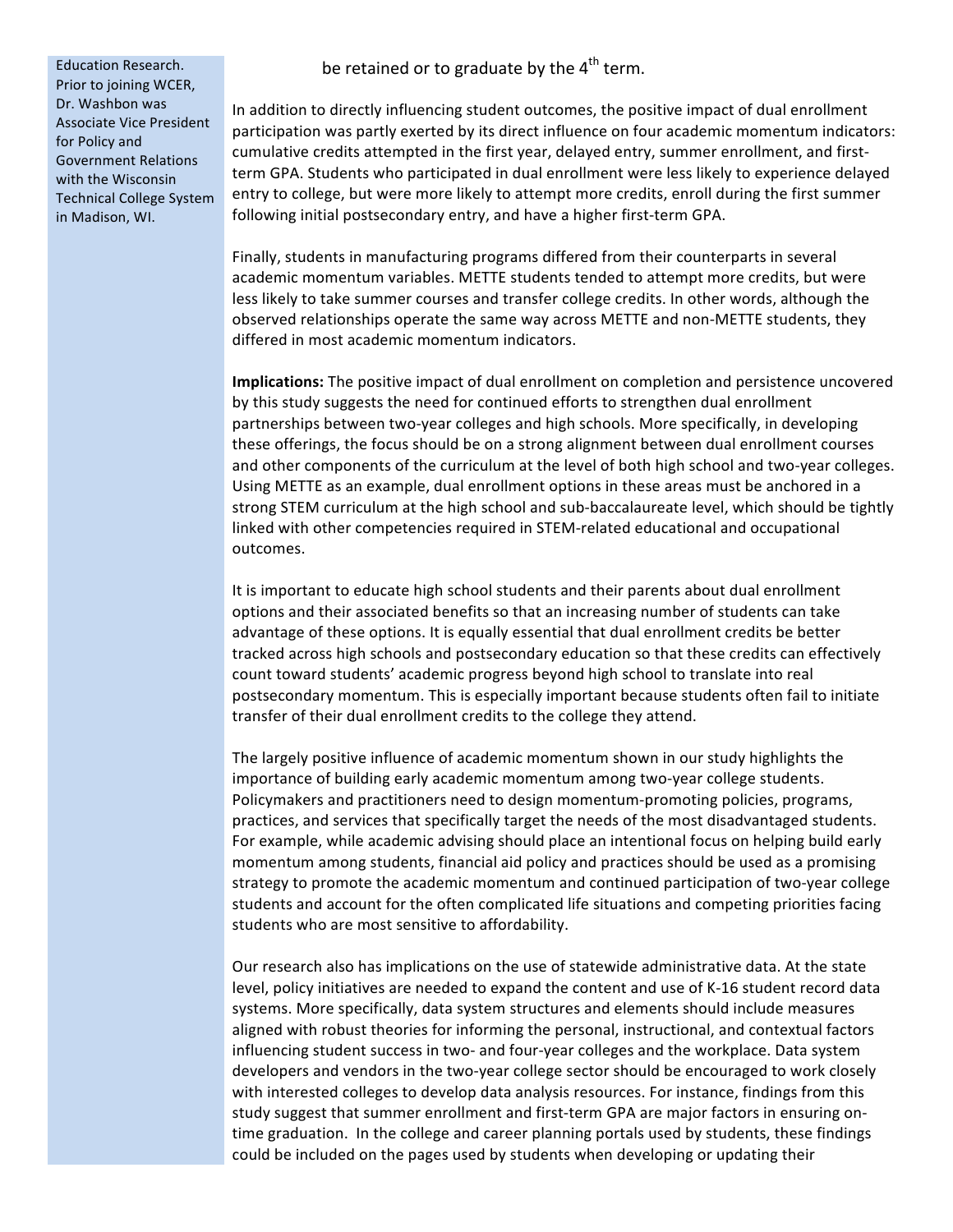Education Research. Prior to joining WCER, Dr. Washbon was Associate Vice President for Policy and Government Relations with the Wisconsin Technical College System in Madison, WI.

be retained or to graduate by the 4th term.

In addition to directly influencing student outcomes, the positive impact of dual enrollment participation was partly exerted by its direct influence on four academic momentum indicators: cumulative credits attempted in the first year, delayed entry, summer enrollment, and first-term GPA. Students who participated in dual enrollment were less likely to experience delayed entry to college, but were more likely to attempt more credits, enroll during the first summer following initial postsecondary entry, and have a higher first-term GPA.

Finally, students in manufacturing programs differed from their counterparts in several academic momentum variables. METTE students tended to attempt more credits, but were less likely to take summer courses and transfer college credits. In other words, although the observed relationships operate the same way across METTE and non-METTE students, they differed in most academic momentum indicators.

**Implications:** The positive impact of dual enrollment on completion and persistence uncovered by this study suggests the need for continued efforts to strengthen dual enrollment partnerships between two-year colleges and high schools. More specifically, in developing these offerings, the focus should be on a strong alignment between dual enrollment courses and other components of the curriculum at the level of both high school and two-year colleges. Using METTE as an example, dual enrollment options in these areas must be anchored in a strong STEM curriculum at the high school and sub-baccalaureate level, which should be tightly linked with other competencies required in STEM-related educational and occupational outcomes.

It is important to educate high school students and their parents about dual enrollment options and their associated benefits so that an increasing number of students can take advantage of these options. It is equally essential that dual enrollment credits be better tracked across high schools and postsecondary education so that these credits can effectively count toward students' academic progress beyond high school to translate into real postsecondary momentum. This is especially important because students often fail to initiate transfer of their dual enrollment credits to the college they attend.

The largely positive influence of academic momentum shown in our study highlights the importance of building early academic momentum among two-year college students. Policymakers and practitioners need to design momentum-promoting policies, programs, practices, and services that specifically target the needs of the most disadvantaged students. For example, while academic advising should place an intentional focus on helping build early momentum among students, financial aid policy and practices should be used as a promising strategy to promote the academic momentum and continued participation of two-year college students and account for the often complicated life situations and competing priorities facing students who are most sensitive to affordability.

Our research also has implications on the use of statewide administrative data. At the state level, policy initiatives are needed to expand the content and use of K-16 student record data systems. More specifically, data system structures and elements should include measures aligned with robust theories for informing the personal, instructional, and contextual factors influencing student success in two- and four-year colleges and the workplace. Data system developers and vendors in the two-year college sector should be encouraged to work closely with interested colleges to develop data analysis resources. For instance, findings from this study suggest that summer enrollment and first-term GPA are major factors in ensuring on-time graduation. In the college and career planning portals used by students, these findings could be included on the pages used by students when developing or updating their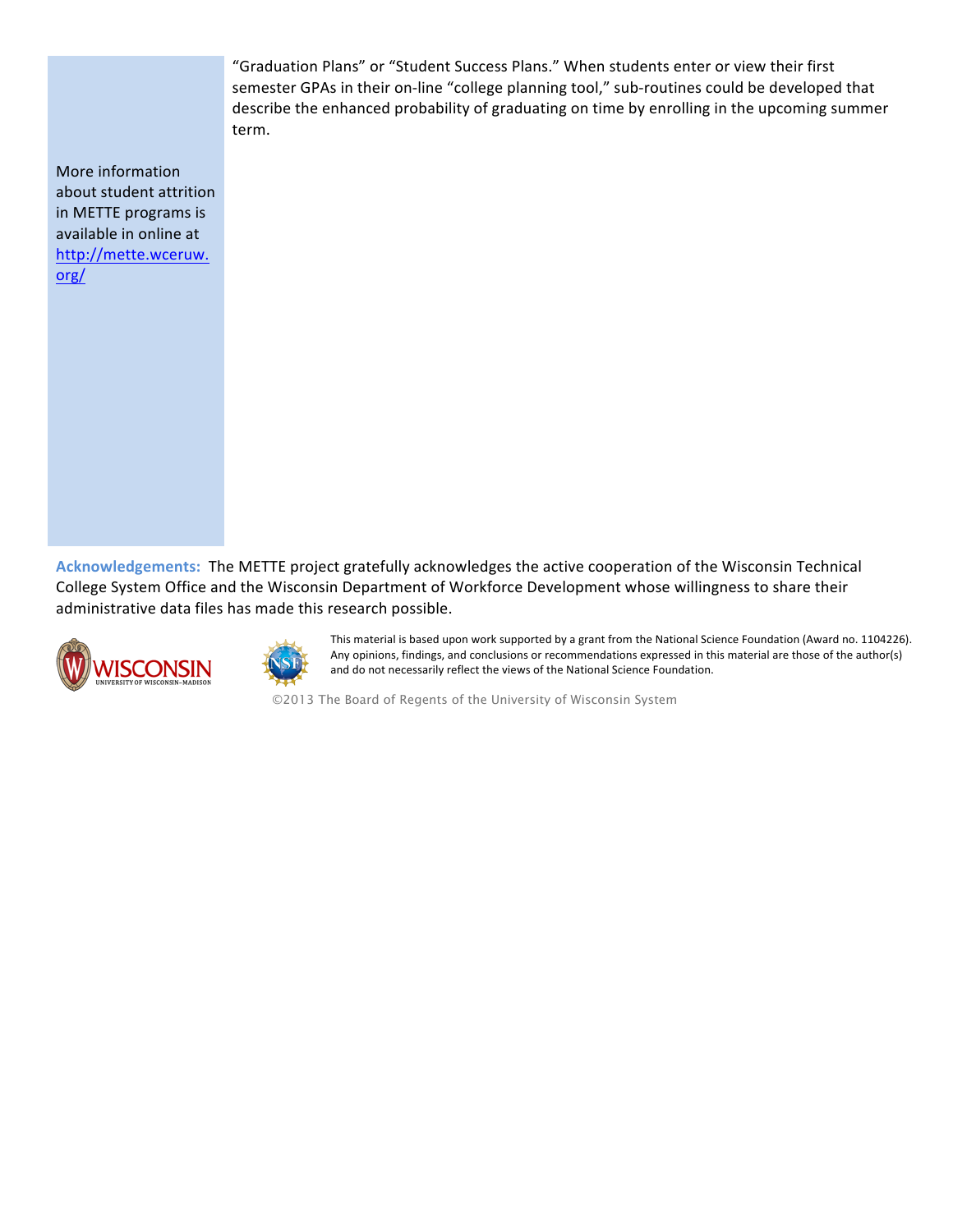"Graduation Plans" or "Student Success Plans." When students enter or view their first semester GPAs in their on-line "college planning tool," sub-routines could be developed that describe the enhanced probability of graduating on time by enrolling in the upcoming summer term.

More information about student attrition in METTE programs is available in online at http://mette.wceruw.org/

**Acknowledgements:** The METTE project gratefully acknowledges the active cooperation of the Wisconsin Technical College System Office and the Wisconsin Department of Workforce Development whose willingness to share their administrative data files has made this research possible.

This material is based upon work supported by a grant from the National Science Foundation (Award no. 1104226). Any opinions, findings, and conclusions or recommendations expressed in this material are those of the author(s) and do not necessarily reflect the views of the National Science Foundation.

©2013 The Board of Regents of the University of Wisconsin System